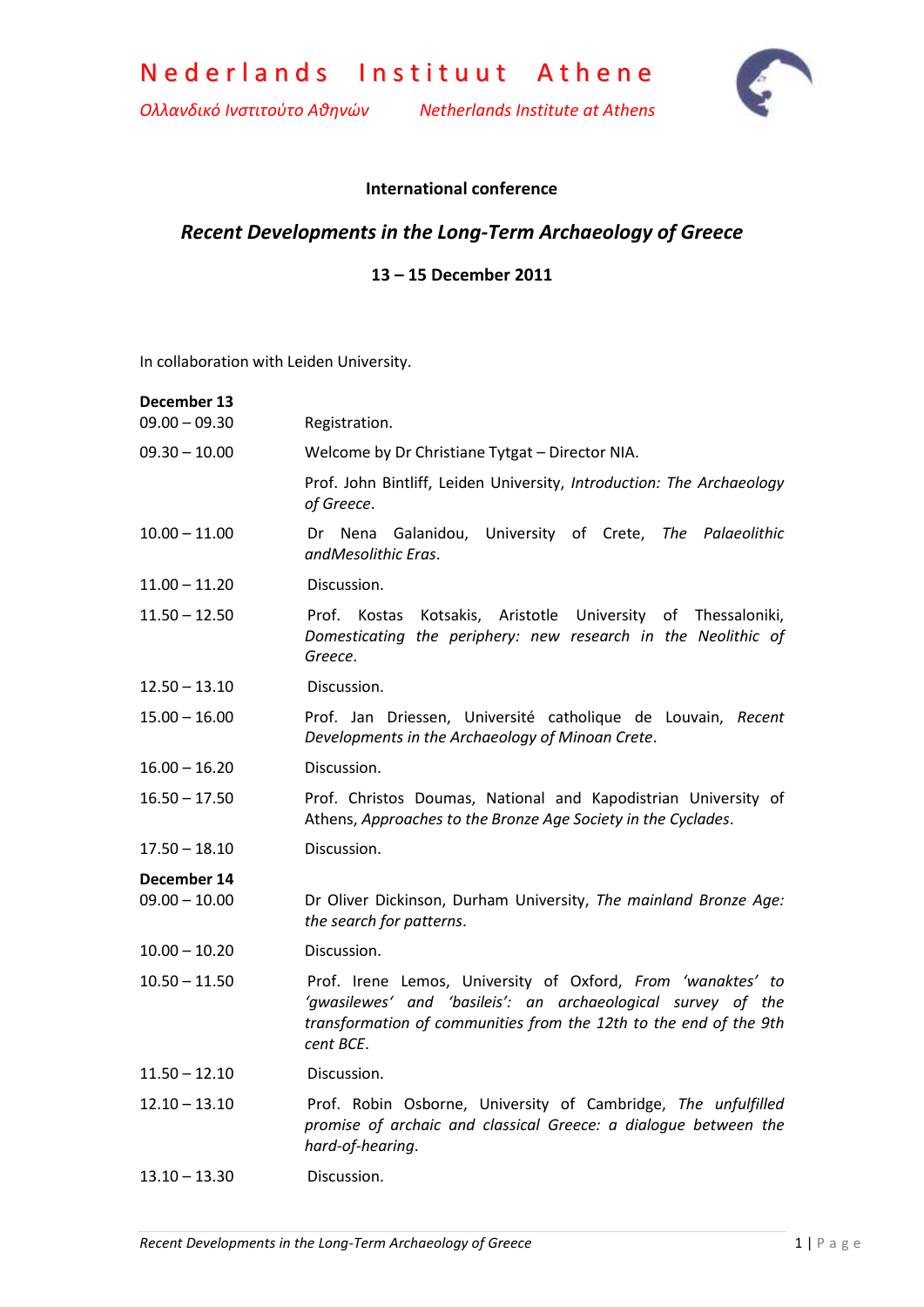# Nederlands Instituut Athene

*Ολλανδικό Ινστιτούτο Αθηνών* *Netherlands Institute at Athens*

**International conference**

## *Recent Developments in the Long-Term Archaeology of Greece*

**13 – 15 December 2011**

In collaboration with Leiden University.

**December 13**

| | |
|---|---|
| 09.00 – 09.30 | Registration. |
| 09.30 – 10.00 | Welcome by Dr Christiane Tytgat – Director NIA. |
| | Prof. John Bintliff, Leiden University, *Introduction: The Archaeology of Greece*. |
| 10.00 – 11.00 | Dr Nena Galanidou, University of Crete, *The Palaeolithic andMesolithic Eras*. |
| 11.00 – 11.20 | Discussion. |
| 11.50 – 12.50 | Prof. Kostas Kotsakis, Aristotle University of Thessaloniki, *Domesticating the periphery: new research in the Neolithic of Greece*. |
| 12.50 – 13.10 | Discussion. |
| 15.00 – 16.00 | Prof. Jan Driessen, Université catholique de Louvain, *Recent Developments in the Archaeology of Minoan Crete*. |
| 16.00 – 16.20 | Discussion. |
| 16.50 – 17.50 | Prof. Christos Doumas, National and Kapodistrian University of Athens, *Approaches to the Bronze Age Society in the Cyclades*. |
| 17.50 – 18.10 | Discussion. |

**December 14**

| | |
|---|---|
| 09.00 – 10.00 | Dr Oliver Dickinson, Durham University, *The mainland Bronze Age: the search for patterns*. |
| 10.00 – 10.20 | Discussion. |
| 10.50 – 11.50 | Prof. Irene Lemos, University of Oxford, *From 'wanaktes' to 'gwasilewes' and 'basileis': an archaeological survey of the transformation of communities from the 12th to the end of the 9th cent BCE*. |
| 11.50 – 12.10 | Discussion. |
| 12.10 – 13.10 | Prof. Robin Osborne, University of Cambridge, *The unfulfilled promise of archaic and classical Greece: a dialogue between the hard-of-hearing*. |
| 13.10 – 13.30 | Discussion. |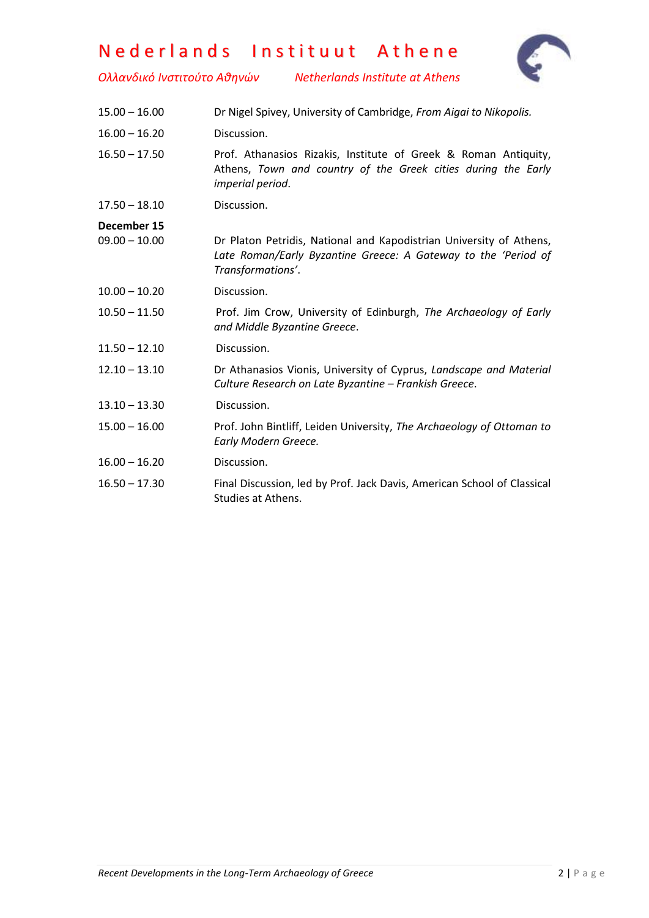| | |
|---|---|
| 15.00 – 16.00 | Dr Nigel Spivey, University of Cambridge, *From Aigai to Nikopolis.* |
| 16.00 – 16.20 | Discussion. |
| 16.50 – 17.50 | Prof. Athanasios Rizakis, Institute of Greek & Roman Antiquity, Athens, *Town and country of the Greek cities during the Early imperial period*. |
| 17.50 – 18.10 | Discussion. |
| **December 15** | |
| 09.00 – 10.00 | Dr Platon Petridis, National and Kapodistrian University of Athens, *Late Roman/Early Byzantine Greece: A Gateway to the 'Period of Transformations'*. |
| 10.00 – 10.20 | Discussion. |
| 10.50 – 11.50 | Prof. Jim Crow, University of Edinburgh, *The Archaeology of Early and Middle Byzantine Greece*. |
| 11.50 – 12.10 | Discussion. |
| 12.10 – 13.10 | Dr Athanasios Vionis, University of Cyprus, *Landscape and Material Culture Research on Late Byzantine – Frankish Greece*. |
| 13.10 – 13.30 | Discussion. |
| 15.00 – 16.00 | Prof. John Bintliff, Leiden University, *The Archaeology of Ottoman to Early Modern Greece.* |
| 16.00 – 16.20 | Discussion. |
| 16.50 – 17.30 | Final Discussion, led by Prof. Jack Davis, American School of Classical Studies at Athens. |